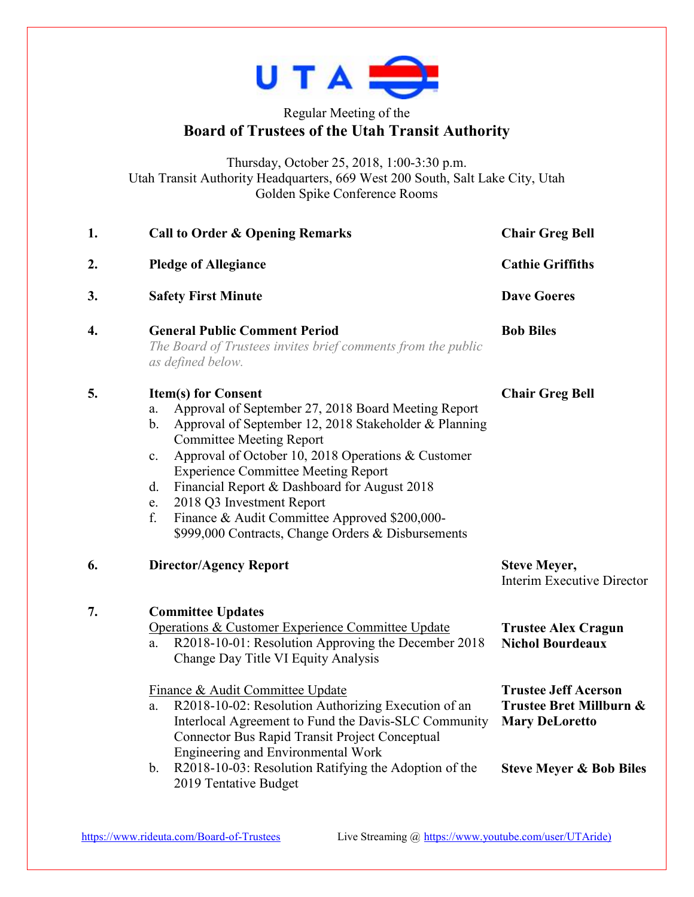Regular Meeting of the

# Board of Trustees of the Utah Transit Authority

Thursday, October 25, 2018, 1:00-3:30 p.m.
Utah Transit Authority Headquarters, 669 West 200 South, Salt Lake City, Utah
Golden Spike Conference Rooms

| | | |
|---|---|---|
| **1.** | **Call to Order & Opening Remarks** | **Chair Greg Bell** |
| **2.** | **Pledge of Allegiance** | **Cathie Griffiths** |
| **3.** | **Safety First Minute** | **Dave Goeres** |
| **4.** | **General Public Comment Period**<br>*The Board of Trustees invites brief comments from the public as defined below.* | **Bob Biles** |
| **5.** | **Item(s) for Consent**<br>a. Approval of September 27, 2018 Board Meeting Report<br>b. Approval of September 12, 2018 Stakeholder & Planning Committee Meeting Report<br>c. Approval of October 10, 2018 Operations & Customer Experience Committee Meeting Report<br>d. Financial Report & Dashboard for August 2018<br>e. 2018 Q3 Investment Report<br>f. Finance & Audit Committee Approved $200,000-$999,000 Contracts, Change Orders & Disbursements | **Chair Greg Bell** |
| **6.** | **Director/Agency Report** | **Steve Meyer,** Interim Executive Director |
| **7.** | **Committee Updates** | |
| | Operations & Customer Experience Committee Update<br>a. R2018-10-01: Resolution Approving the December 2018 Change Day Title VI Equity Analysis | **Trustee Alex Cragun**<br>**Nichol Bourdeaux** |
| | Finance & Audit Committee Update | **Trustee Jeff Acerson** |
| | a. R2018-10-02: Resolution Authorizing Execution of an Interlocal Agreement to Fund the Davis-SLC Community Connector Bus Rapid Transit Project Conceptual Engineering and Environmental Work | **Trustee Bret Millburn & Mary DeLoretto** |
| | b. R2018-10-03: Resolution Ratifying the Adoption of the 2019 Tentative Budget | **Steve Meyer & Bob Biles** |

https://www.rideuta.com/Board-of-Trustees Live Streaming @ https://www.youtube.com/user/UTAride)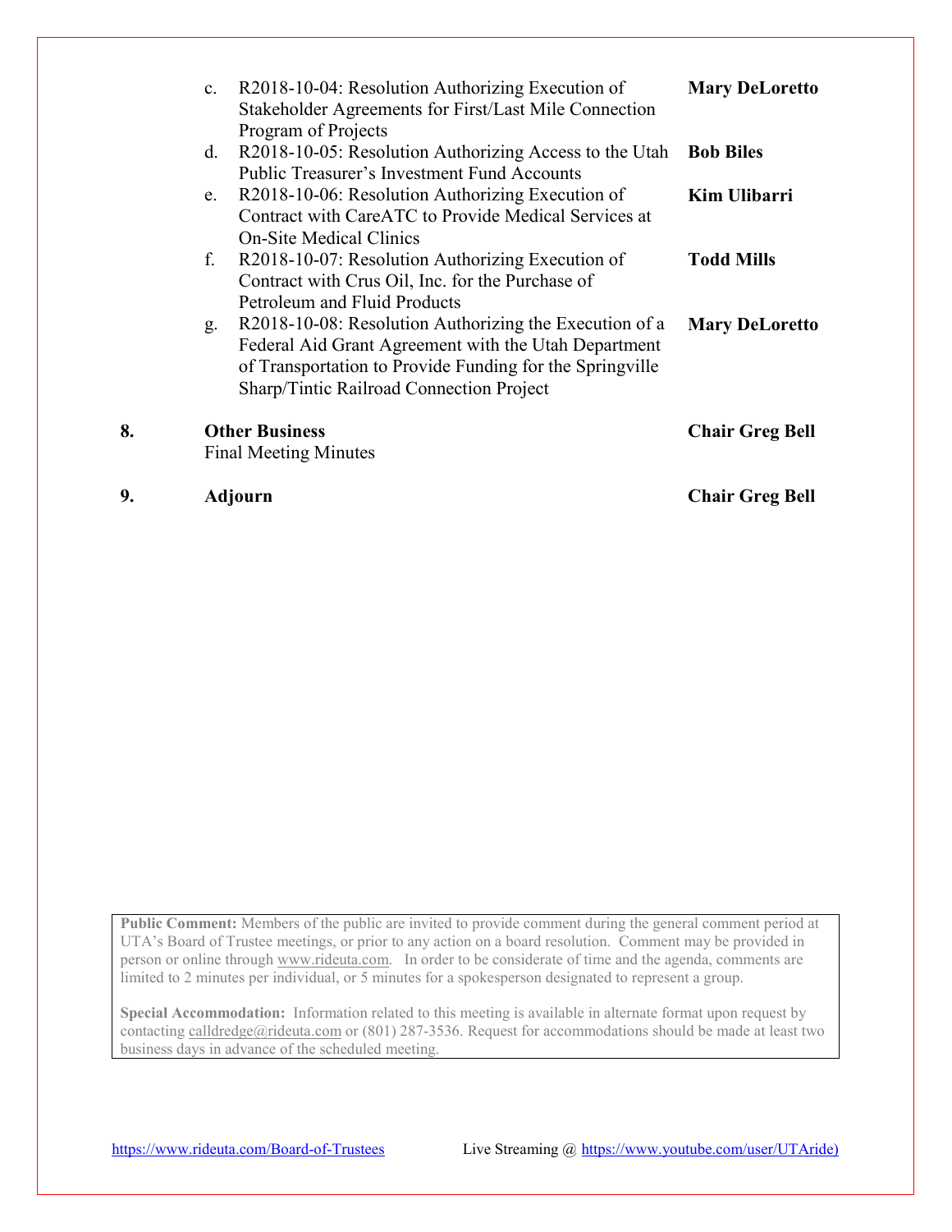c. R2018-10-04: Resolution Authorizing Execution of Stakeholder Agreements for First/Last Mile Connection Program of Projects — **Mary DeLoretto**

d. R2018-10-05: Resolution Authorizing Access to the Utah Public Treasurer's Investment Fund Accounts — **Bob Biles**

e. R2018-10-06: Resolution Authorizing Execution of Contract with CareATC to Provide Medical Services at On-Site Medical Clinics — **Kim Ulibarri**

f. R2018-10-07: Resolution Authorizing Execution of Contract with Crus Oil, Inc. for the Purchase of Petroleum and Fluid Products — **Todd Mills**

g. R2018-10-08: Resolution Authorizing the Execution of a Federal Aid Grant Agreement with the Utah Department of Transportation to Provide Funding for the Springville Sharp/Tintic Railroad Connection Project — **Mary DeLoretto**

**8. Other Business** — **Chair Greg Bell**

Final Meeting Minutes

**9. Adjourn** — **Chair Greg Bell**

**Public Comment:** Members of the public are invited to provide comment during the general comment period at UTA's Board of Trustee meetings, or prior to any action on a board resolution. Comment may be provided in person or online through www.rideuta.com. In order to be considerate of time and the agenda, comments are limited to 2 minutes per individual, or 5 minutes for a spokesperson designated to represent a group.

**Special Accommodation:** Information related to this meeting is available in alternate format upon request by contacting calldredge@rideuta.com or (801) 287-3536. Request for accommodations should be made at least two business days in advance of the scheduled meeting.

https://www.rideuta.com/Board-of-Trustees    Live Streaming @ https://www.youtube.com/user/UTAride)